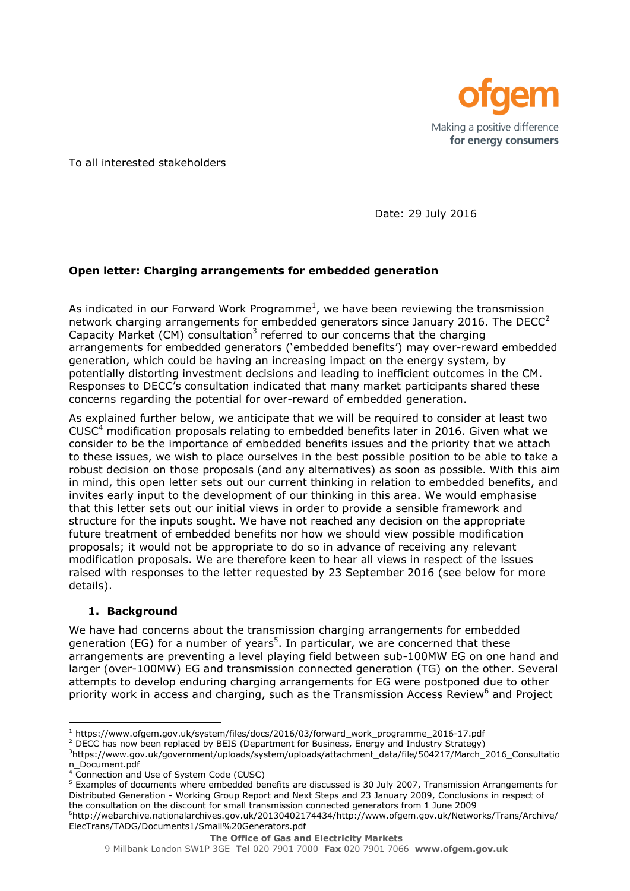ofgem

Making a positive difference
**for energy consumers**

To all interested stakeholders

Date: 29 July 2016

**Open letter: Charging arrangements for embedded generation**

As indicated in our Forward Work Programme[1], we have been reviewing the transmission network charging arrangements for embedded generators since January 2016. The DECC[2] Capacity Market (CM) consultation[3] referred to our concerns that the charging arrangements for embedded generators ('embedded benefits') may over-reward embedded generation, which could be having an increasing impact on the energy system, by potentially distorting investment decisions and leading to inefficient outcomes in the CM. Responses to DECC's consultation indicated that many market participants shared these concerns regarding the potential for over-reward of embedded generation.

As explained further below, we anticipate that we will be required to consider at least two CUSC[4] modification proposals relating to embedded benefits later in 2016. Given what we consider to be the importance of embedded benefits issues and the priority that we attach to these issues, we wish to place ourselves in the best possible position to be able to take a robust decision on those proposals (and any alternatives) as soon as possible. With this aim in mind, this open letter sets out our current thinking in relation to embedded benefits, and invites early input to the development of our thinking in this area. We would emphasise that this letter sets out our initial views in order to provide a sensible framework and structure for the inputs sought. We have not reached any decision on the appropriate future treatment of embedded benefits nor how we should view possible modification proposals; it would not be appropriate to do so in advance of receiving any relevant modification proposals. We are therefore keen to hear all views in respect of the issues raised with responses to the letter requested by 23 September 2016 (see below for more details).

## 1. Background

We have had concerns about the transmission charging arrangements for embedded generation (EG) for a number of years[5]. In particular, we are concerned that these arrangements are preventing a level playing field between sub-100MW EG on one hand and larger (over-100MW) EG and transmission connected generation (TG) on the other. Several attempts to develop enduring charging arrangements for EG were postponed due to other priority work in access and charging, such as the Transmission Access Review[6] and Project

---

[1] https://www.ofgem.gov.uk/system/files/docs/2016/03/forward_work_programme_2016-17.pdf

[2] DECC has now been replaced by BEIS (Department for Business, Energy and Industry Strategy)

[3] https://www.gov.uk/government/uploads/system/uploads/attachment_data/file/504217/March_2016_Consultation_Document.pdf

[4] Connection and Use of System Code (CUSC)

[5] Examples of documents where embedded benefits are discussed is 30 July 2007, Transmission Arrangements for Distributed Generation - Working Group Report and Next Steps and 23 January 2009, Conclusions in respect of the consultation on the discount for small transmission connected generators from 1 June 2009

[6] http://webarchive.nationalarchives.gov.uk/20130402174434/http://www.ofgem.gov.uk/Networks/Trans/Archive/ElecTrans/TADG/Documents1/Small%20Generators.pdf

**The Office of Gas and Electricity Markets**

9 Millbank London SW1P 3GE **Tel** 020 7901 7000 **Fax** 020 7901 7066 **www.ofgem.gov.uk**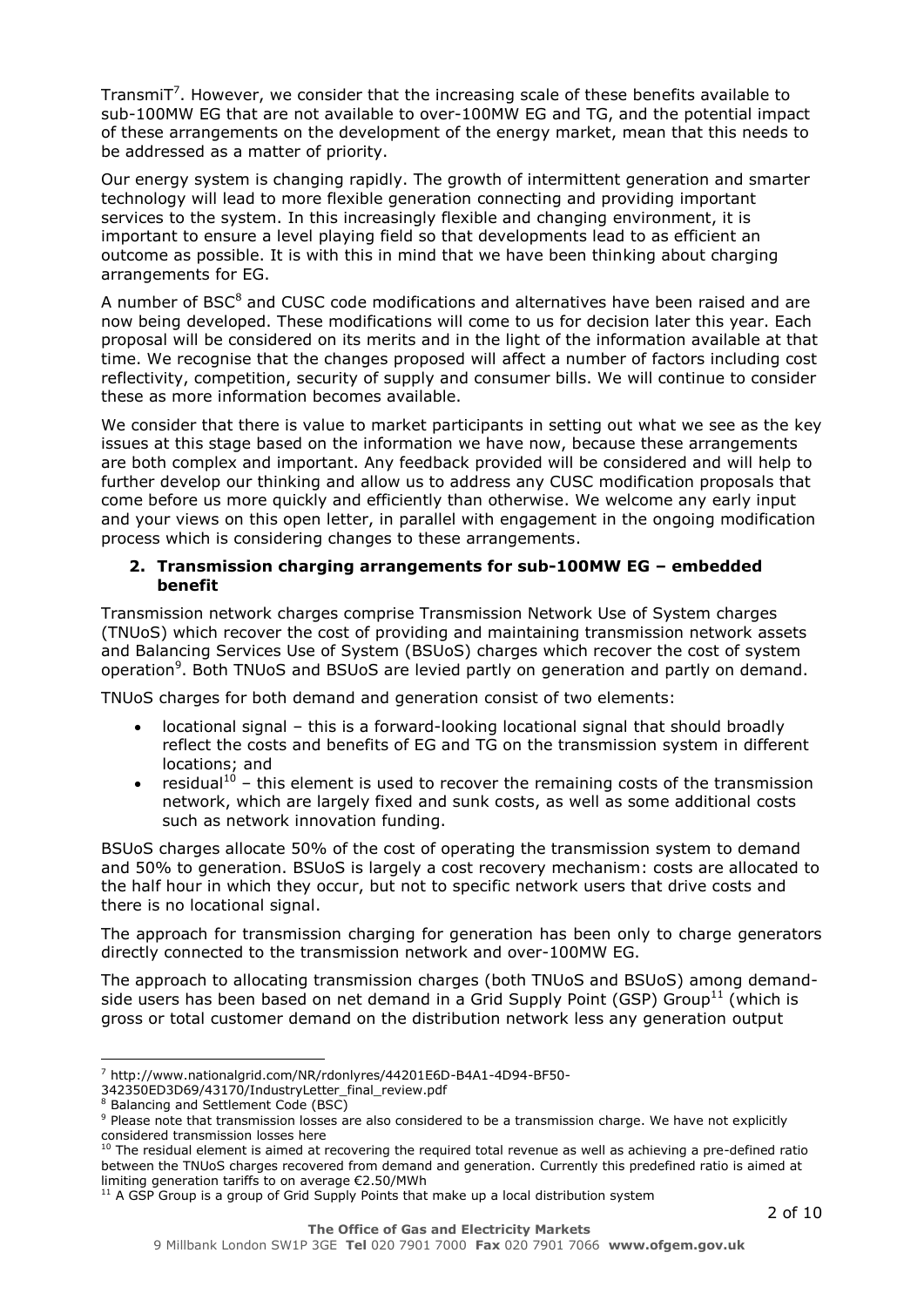TransmiT[7]. However, we consider that the increasing scale of these benefits available to sub-100MW EG that are not available to over-100MW EG and TG, and the potential impact of these arrangements on the development of the energy market, mean that this needs to be addressed as a matter of priority.

Our energy system is changing rapidly. The growth of intermittent generation and smarter technology will lead to more flexible generation connecting and providing important services to the system. In this increasingly flexible and changing environment, it is important to ensure a level playing field so that developments lead to as efficient an outcome as possible. It is with this in mind that we have been thinking about charging arrangements for EG.

A number of BSC[8] and CUSC code modifications and alternatives have been raised and are now being developed. These modifications will come to us for decision later this year. Each proposal will be considered on its merits and in the light of the information available at that time. We recognise that the changes proposed will affect a number of factors including cost reflectivity, competition, security of supply and consumer bills. We will continue to consider these as more information becomes available.

We consider that there is value to market participants in setting out what we see as the key issues at this stage based on the information we have now, because these arrangements are both complex and important. Any feedback provided will be considered and will help to further develop our thinking and allow us to address any CUSC modification proposals that come before us more quickly and efficiently than otherwise. We welcome any early input and your views on this open letter, in parallel with engagement in the ongoing modification process which is considering changes to these arrangements.

## 2. Transmission charging arrangements for sub-100MW EG – embedded benefit

Transmission network charges comprise Transmission Network Use of System charges (TNUoS) which recover the cost of providing and maintaining transmission network assets and Balancing Services Use of System (BSUoS) charges which recover the cost of system operation[9]. Both TNUoS and BSUoS are levied partly on generation and partly on demand.

TNUoS charges for both demand and generation consist of two elements:

- locational signal – this is a forward-looking locational signal that should broadly reflect the costs and benefits of EG and TG on the transmission system in different locations; and
- residual[10] – this element is used to recover the remaining costs of the transmission network, which are largely fixed and sunk costs, as well as some additional costs such as network innovation funding.

BSUoS charges allocate 50% of the cost of operating the transmission system to demand and 50% to generation. BSUoS is largely a cost recovery mechanism: costs are allocated to the half hour in which they occur, but not to specific network users that drive costs and there is no locational signal.

The approach for transmission charging for generation has been only to charge generators directly connected to the transmission network and over-100MW EG.

The approach to allocating transmission charges (both TNUoS and BSUoS) among demand-side users has been based on net demand in a Grid Supply Point (GSP) Group[11] (which is gross or total customer demand on the distribution network less any generation output

---

[7] http://www.nationalgrid.com/NR/rdonlyres/44201E6D-B4A1-4D94-BF50-342350ED3D69/43170/IndustryLetter_final_review.pdf

[8] Balancing and Settlement Code (BSC)

[9] Please note that transmission losses are also considered to be a transmission charge. We have not explicitly considered transmission losses here

[10] The residual element is aimed at recovering the required total revenue as well as achieving a pre-defined ratio between the TNUoS charges recovered from demand and generation. Currently this predefined ratio is aimed at limiting generation tariffs to on average €2.50/MWh

[11] A GSP Group is a group of Grid Supply Points that make up a local distribution system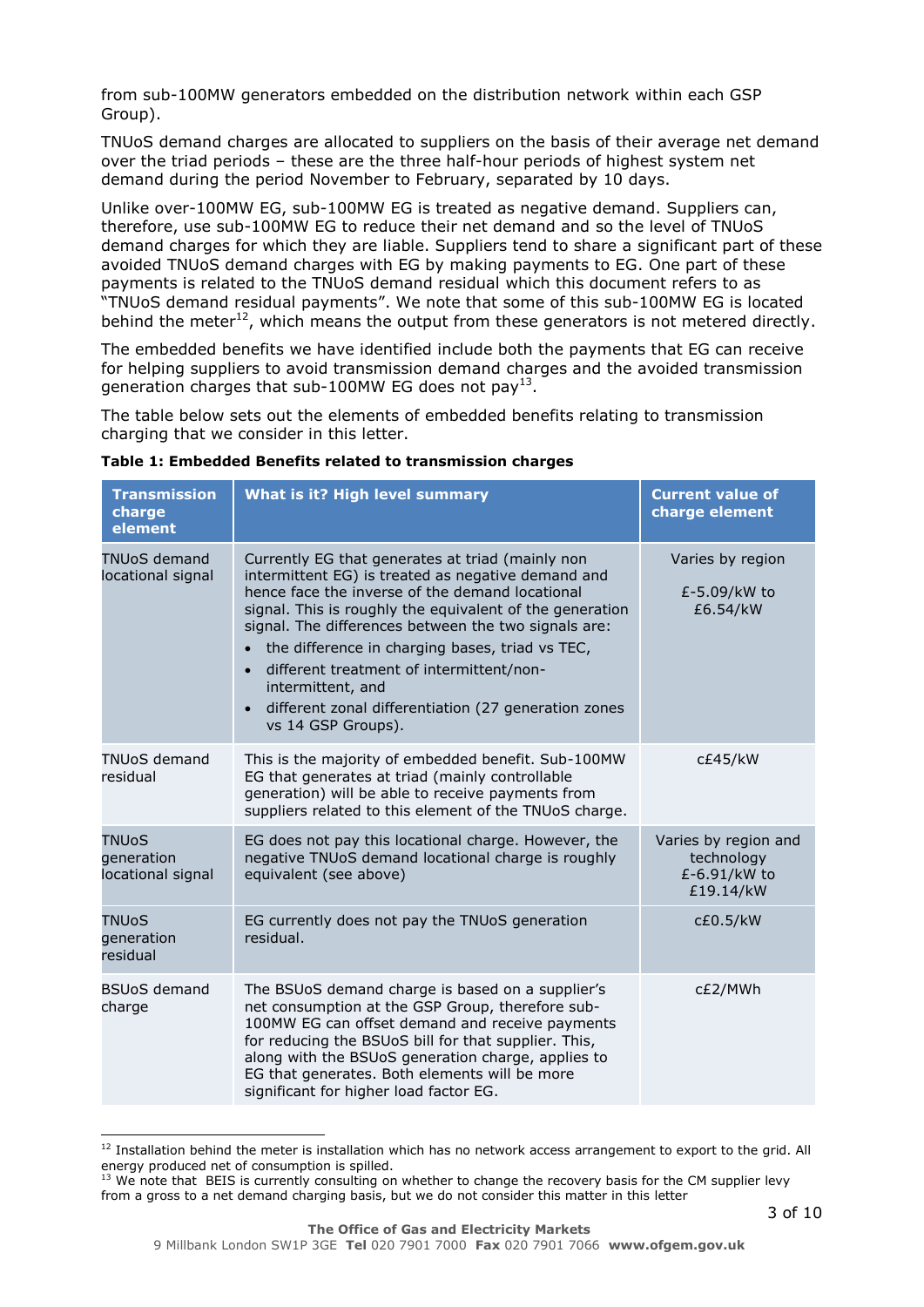from sub-100MW generators embedded on the distribution network within each GSP Group).

TNUoS demand charges are allocated to suppliers on the basis of their average net demand over the triad periods – these are the three half-hour periods of highest system net demand during the period November to February, separated by 10 days.

Unlike over-100MW EG, sub-100MW EG is treated as negative demand. Suppliers can, therefore, use sub-100MW EG to reduce their net demand and so the level of TNUoS demand charges for which they are liable. Suppliers tend to share a significant part of these avoided TNUoS demand charges with EG by making payments to EG. One part of these payments is related to the TNUoS demand residual which this document refers to as "TNUoS demand residual payments". We note that some of this sub-100MW EG is located behind the meter[12], which means the output from these generators is not metered directly.

The embedded benefits we have identified include both the payments that EG can receive for helping suppliers to avoid transmission demand charges and the avoided transmission generation charges that sub-100MW EG does not pay[13].

The table below sets out the elements of embedded benefits relating to transmission charging that we consider in this letter.

**Table 1: Embedded Benefits related to transmission charges**

| Transmission charge element | What is it? High level summary | Current value of charge element |
|---|---|---|
| TNUoS demand locational signal | Currently EG that generates at triad (mainly non intermittent EG) is treated as negative demand and hence face the inverse of the demand locational signal. This is roughly the equivalent of the generation signal. The differences between the two signals are:<br>• the difference in charging bases, triad vs TEC,<br>• different treatment of intermittent/non-intermittent, and<br>• different zonal differentiation (27 generation zones vs 14 GSP Groups). | Varies by region<br><br>£-5.09/kW to £6.54/kW |
| TNUoS demand residual | This is the majority of embedded benefit. Sub-100MW EG that generates at triad (mainly controllable generation) will be able to receive payments from suppliers related to this element of the TNUoS charge. | c£45/kW |
| TNUoS generation locational signal | EG does not pay this locational charge. However, the negative TNUoS demand locational charge is roughly equivalent (see above) | Varies by region and technology £-6.91/kW to £19.14/kW |
| TNUoS generation residual | EG currently does not pay the TNUoS generation residual. | c£0.5/kW |
| BSUoS demand charge | The BSUoS demand charge is based on a supplier's net consumption at the GSP Group, therefore sub-100MW EG can offset demand and receive payments for reducing the BSUoS bill for that supplier. This, along with the BSUoS generation charge, applies to EG that generates. Both elements will be more significant for higher load factor EG. | c£2/MWh |

[12] Installation behind the meter is installation which has no network access arrangement to export to the grid. All energy produced net of consumption is spilled.

[13] We note that BEIS is currently consulting on whether to change the recovery basis for the CM supplier levy from a gross to a net demand charging basis, but we do not consider this matter in this letter

**The Office of Gas and Electricity Markets**
9 Millbank London SW1P 3GE **Tel** 020 7901 7000 **Fax** 020 7901 7066 **www.ofgem.gov.uk**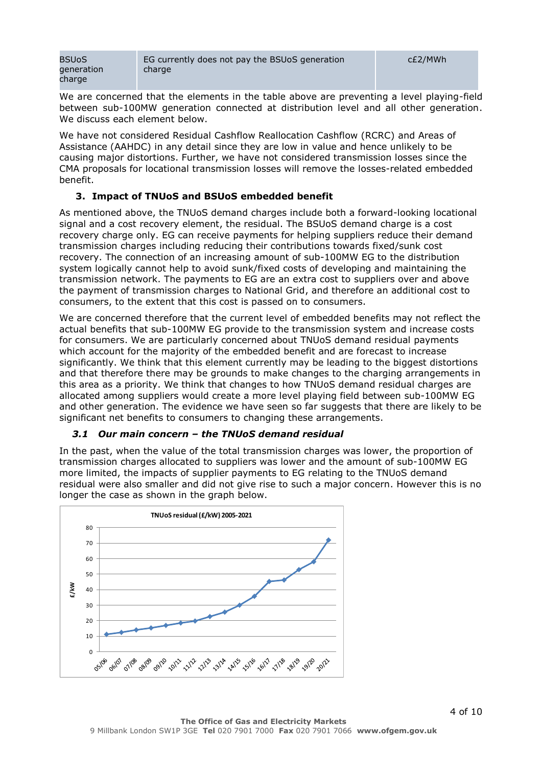| BSUoS generation charge | EG currently does not pay the BSUoS generation charge | c£2/MWh |
|---|---|---|

We are concerned that the elements in the table above are preventing a level playing-field between sub-100MW generation connected at distribution level and all other generation. We discuss each element below.

We have not considered Residual Cashflow Reallocation Cashflow (RCRC) and Areas of Assistance (AAHDC) in any detail since they are low in value and hence unlikely to be causing major distortions. Further, we have not considered transmission losses since the CMA proposals for locational transmission losses will remove the losses-related embedded benefit.

## 3. Impact of TNUoS and BSUoS embedded benefit

As mentioned above, the TNUoS demand charges include both a forward-looking locational signal and a cost recovery element, the residual. The BSUoS demand charge is a cost recovery charge only. EG can receive payments for helping suppliers reduce their demand transmission charges including reducing their contributions towards fixed/sunk cost recovery. The connection of an increasing amount of sub-100MW EG to the distribution system logically cannot help to avoid sunk/fixed costs of developing and maintaining the transmission network. The payments to EG are an extra cost to suppliers over and above the payment of transmission charges to National Grid, and therefore an additional cost to consumers, to the extent that this cost is passed on to consumers.

We are concerned therefore that the current level of embedded benefits may not reflect the actual benefits that sub-100MW EG provide to the transmission system and increase costs for consumers. We are particularly concerned about TNUoS demand residual payments which account for the majority of the embedded benefit and are forecast to increase significantly. We think that this element currently may be leading to the biggest distortions and that therefore there may be grounds to make changes to the charging arrangements in this area as a priority. We think that changes to how TNUoS demand residual charges are allocated among suppliers would create a more level playing field between sub-100MW EG and other generation. The evidence we have seen so far suggests that there are likely to be significant net benefits to consumers to changing these arrangements.

### *3.1 Our main concern – the TNUoS demand residual*

In the past, when the value of the total transmission charges was lower, the proportion of transmission charges allocated to suppliers was lower and the amount of sub-100MW EG more limited, the impacts of supplier payments to EG relating to the TNUoS demand residual were also smaller and did not give rise to such a major concern. However this is no longer the case as shown in the graph below.

**TNUoS residual (£/kW) 2005-2021**

| Year | £/kW (approx.) |
|---|---|
| 05/06 | 11 |
| 06/07 | 12.5 |
| 07/08 | 14 |
| 08/09 | 15.5 |
| 09/10 | 17 |
| 10/11 | 18.5 |
| 11/12 | 20 |
| 12/13 | 23 |
| 13/14 | 25.5 |
| 14/15 | 30 |
| 15/16 | 36 |
| 16/17 | 45 |
| 17/18 | 46 |
| 18/19 | 53 |
| 19/20 | 58 |
| 20/21 | 72 |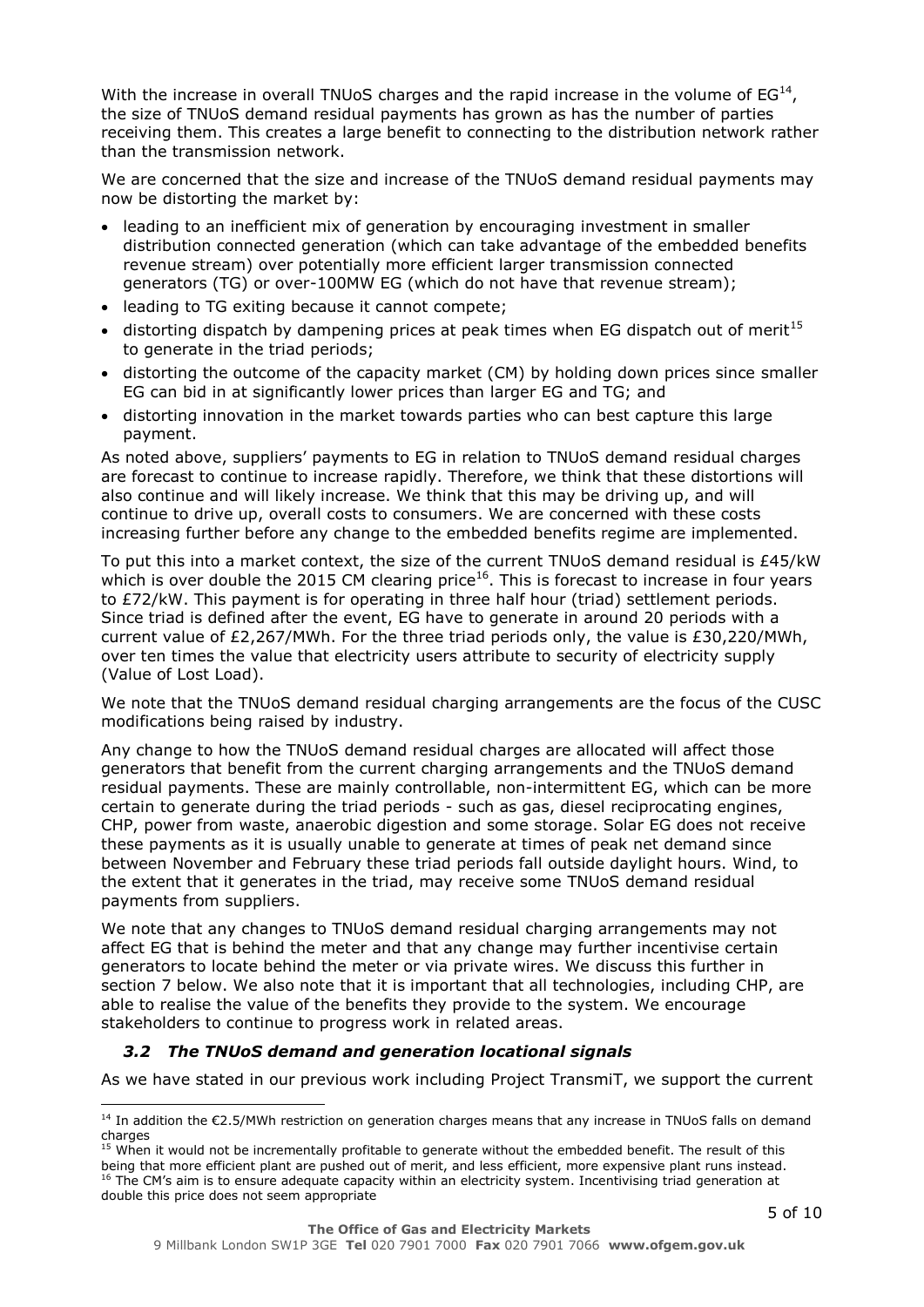With the increase in overall TNUoS charges and the rapid increase in the volume of EG[14], the size of TNUoS demand residual payments has grown as has the number of parties receiving them. This creates a large benefit to connecting to the distribution network rather than the transmission network.

We are concerned that the size and increase of the TNUoS demand residual payments may now be distorting the market by:

- leading to an inefficient mix of generation by encouraging investment in smaller distribution connected generation (which can take advantage of the embedded benefits revenue stream) over potentially more efficient larger transmission connected generators (TG) or over-100MW EG (which do not have that revenue stream);
- leading to TG exiting because it cannot compete;
- distorting dispatch by dampening prices at peak times when EG dispatch out of merit[15] to generate in the triad periods;
- distorting the outcome of the capacity market (CM) by holding down prices since smaller EG can bid in at significantly lower prices than larger EG and TG; and
- distorting innovation in the market towards parties who can best capture this large payment.

As noted above, suppliers' payments to EG in relation to TNUoS demand residual charges are forecast to continue to increase rapidly. Therefore, we think that these distortions will also continue and will likely increase. We think that this may be driving up, and will continue to drive up, overall costs to consumers. We are concerned with these costs increasing further before any change to the embedded benefits regime are implemented.

To put this into a market context, the size of the current TNUoS demand residual is £45/kW which is over double the 2015 CM clearing price[16]. This is forecast to increase in four years to £72/kW. This payment is for operating in three half hour (triad) settlement periods. Since triad is defined after the event, EG have to generate in around 20 periods with a current value of £2,267/MWh. For the three triad periods only, the value is £30,220/MWh, over ten times the value that electricity users attribute to security of electricity supply (Value of Lost Load).

We note that the TNUoS demand residual charging arrangements are the focus of the CUSC modifications being raised by industry.

Any change to how the TNUoS demand residual charges are allocated will affect those generators that benefit from the current charging arrangements and the TNUoS demand residual payments. These are mainly controllable, non-intermittent EG, which can be more certain to generate during the triad periods - such as gas, diesel reciprocating engines, CHP, power from waste, anaerobic digestion and some storage. Solar EG does not receive these payments as it is usually unable to generate at times of peak net demand since between November and February these triad periods fall outside daylight hours. Wind, to the extent that it generates in the triad, may receive some TNUoS demand residual payments from suppliers.

We note that any changes to TNUoS demand residual charging arrangements may not affect EG that is behind the meter and that any change may further incentivise certain generators to locate behind the meter or via private wires. We discuss this further in section 7 below. We also note that it is important that all technologies, including CHP, are able to realise the value of the benefits they provide to the system. We encourage stakeholders to continue to progress work in related areas.

### *3.2 The TNUoS demand and generation locational signals*

As we have stated in our previous work including Project TransmiT, we support the current

---

[14] In addition the €2.5/MWh restriction on generation charges means that any increase in TNUoS falls on demand charges

[15] When it would not be incrementally profitable to generate without the embedded benefit. The result of this being that more efficient plant are pushed out of merit, and less efficient, more expensive plant runs instead.

[16] The CM's aim is to ensure adequate capacity within an electricity system. Incentivising triad generation at double this price does not seem appropriate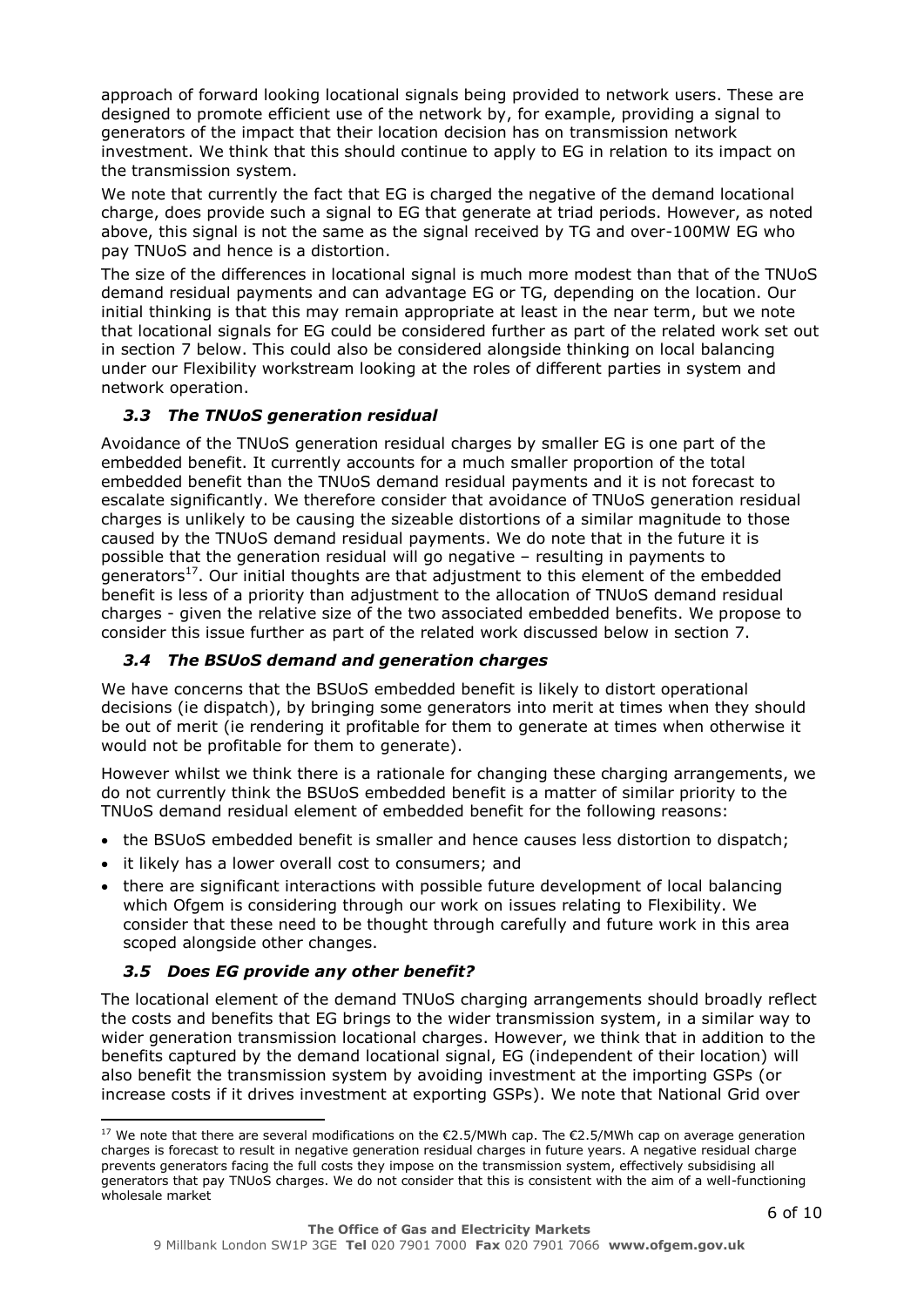approach of forward looking locational signals being provided to network users. These are designed to promote efficient use of the network by, for example, providing a signal to generators of the impact that their location decision has on transmission network investment. We think that this should continue to apply to EG in relation to its impact on the transmission system.

We note that currently the fact that EG is charged the negative of the demand locational charge, does provide such a signal to EG that generate at triad periods. However, as noted above, this signal is not the same as the signal received by TG and over-100MW EG who pay TNUoS and hence is a distortion.

The size of the differences in locational signal is much more modest than that of the TNUoS demand residual payments and can advantage EG or TG, depending on the location. Our initial thinking is that this may remain appropriate at least in the near term, but we note that locational signals for EG could be considered further as part of the related work set out in section 7 below. This could also be considered alongside thinking on local balancing under our Flexibility workstream looking at the roles of different parties in system and network operation.

### *3.3 The TNUoS generation residual*

Avoidance of the TNUoS generation residual charges by smaller EG is one part of the embedded benefit. It currently accounts for a much smaller proportion of the total embedded benefit than the TNUoS demand residual payments and it is not forecast to escalate significantly. We therefore consider that avoidance of TNUoS generation residual charges is unlikely to be causing the sizeable distortions of a similar magnitude to those caused by the TNUoS demand residual payments. We do note that in the future it is possible that the generation residual will go negative – resulting in payments to generators[17]. Our initial thoughts are that adjustment to this element of the embedded benefit is less of a priority than adjustment to the allocation of TNUoS demand residual charges - given the relative size of the two associated embedded benefits. We propose to consider this issue further as part of the related work discussed below in section 7.

### *3.4 The BSUoS demand and generation charges*

We have concerns that the BSUoS embedded benefit is likely to distort operational decisions (ie dispatch), by bringing some generators into merit at times when they should be out of merit (ie rendering it profitable for them to generate at times when otherwise it would not be profitable for them to generate).

However whilst we think there is a rationale for changing these charging arrangements, we do not currently think the BSUoS embedded benefit is a matter of similar priority to the TNUoS demand residual element of embedded benefit for the following reasons:

- the BSUoS embedded benefit is smaller and hence causes less distortion to dispatch;
- it likely has a lower overall cost to consumers; and
- there are significant interactions with possible future development of local balancing which Ofgem is considering through our work on issues relating to Flexibility. We consider that these need to be thought through carefully and future work in this area scoped alongside other changes.

### *3.5 Does EG provide any other benefit?*

The locational element of the demand TNUoS charging arrangements should broadly reflect the costs and benefits that EG brings to the wider transmission system, in a similar way to wider generation transmission locational charges. However, we think that in addition to the benefits captured by the demand locational signal, EG (independent of their location) will also benefit the transmission system by avoiding investment at the importing GSPs (or increase costs if it drives investment at exporting GSPs). We note that National Grid over

[17] We note that there are several modifications on the €2.5/MWh cap. The €2.5/MWh cap on average generation charges is forecast to result in negative generation residual charges in future years. A negative residual charge prevents generators facing the full costs they impose on the transmission system, effectively subsidising all generators that pay TNUoS charges. We do not consider that this is consistent with the aim of a well-functioning wholesale market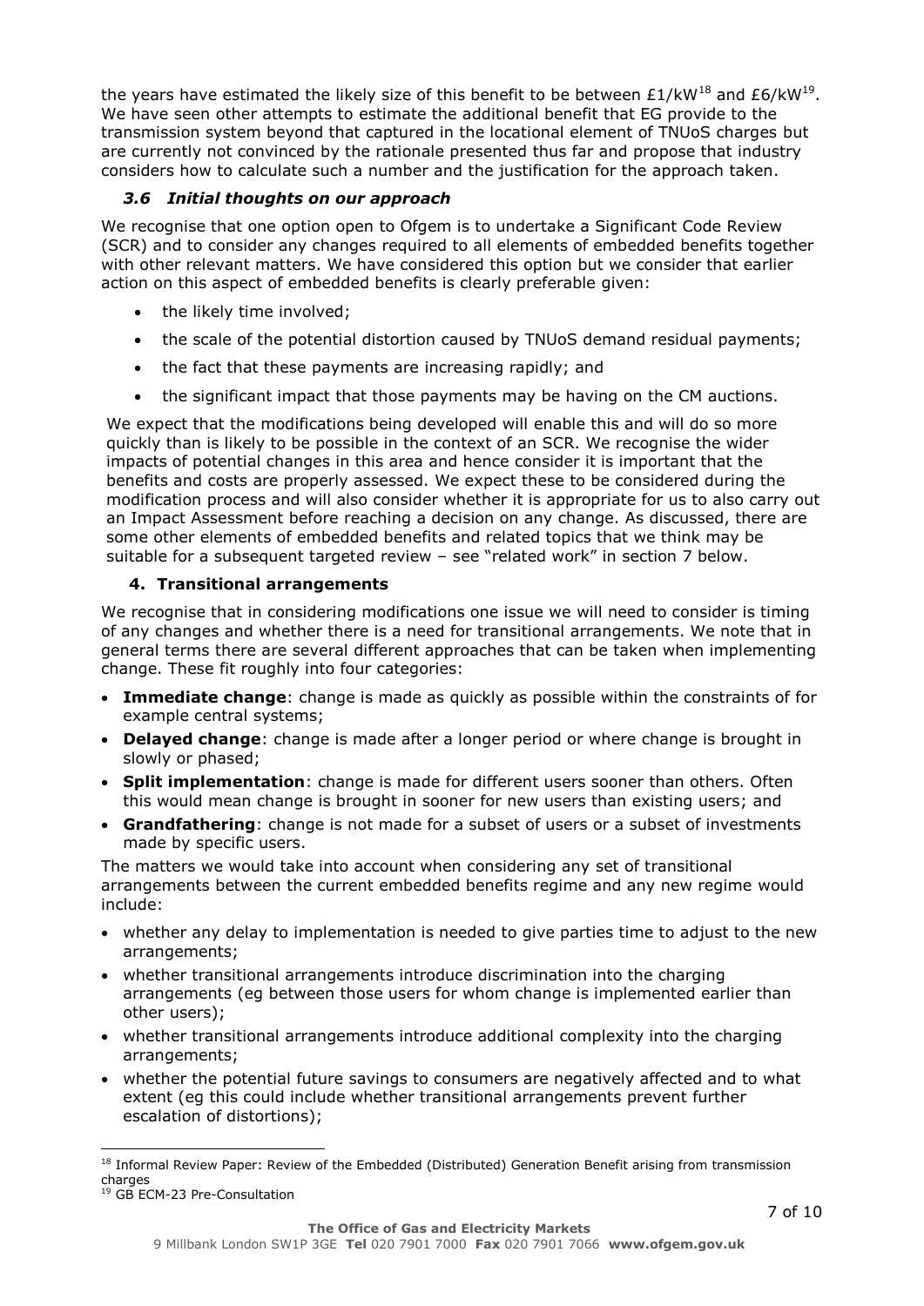the years have estimated the likely size of this benefit to be between £1/kW[18] and £6/kW[19]. We have seen other attempts to estimate the additional benefit that EG provide to the transmission system beyond that captured in the locational element of TNUoS charges but are currently not convinced by the rationale presented thus far and propose that industry considers how to calculate such a number and the justification for the approach taken.

### *3.6 Initial thoughts on our approach*

We recognise that one option open to Ofgem is to undertake a Significant Code Review (SCR) and to consider any changes required to all elements of embedded benefits together with other relevant matters. We have considered this option but we consider that earlier action on this aspect of embedded benefits is clearly preferable given:

- the likely time involved;
- the scale of the potential distortion caused by TNUoS demand residual payments;
- the fact that these payments are increasing rapidly; and
- the significant impact that those payments may be having on the CM auctions.

We expect that the modifications being developed will enable this and will do so more quickly than is likely to be possible in the context of an SCR. We recognise the wider impacts of potential changes in this area and hence consider it is important that the benefits and costs are properly assessed. We expect these to be considered during the modification process and will also consider whether it is appropriate for us to also carry out an Impact Assessment before reaching a decision on any change. As discussed, there are some other elements of embedded benefits and related topics that we think may be suitable for a subsequent targeted review – see "related work" in section 7 below.

## 4. Transitional arrangements

We recognise that in considering modifications one issue we will need to consider is timing of any changes and whether there is a need for transitional arrangements. We note that in general terms there are several different approaches that can be taken when implementing change. These fit roughly into four categories:

- **Immediate change**: change is made as quickly as possible within the constraints of for example central systems;
- **Delayed change**: change is made after a longer period or where change is brought in slowly or phased;
- **Split implementation**: change is made for different users sooner than others. Often this would mean change is brought in sooner for new users than existing users; and
- **Grandfathering**: change is not made for a subset of users or a subset of investments made by specific users.

The matters we would take into account when considering any set of transitional arrangements between the current embedded benefits regime and any new regime would include:

- whether any delay to implementation is needed to give parties time to adjust to the new arrangements;
- whether transitional arrangements introduce discrimination into the charging arrangements (eg between those users for whom change is implemented earlier than other users);
- whether transitional arrangements introduce additional complexity into the charging arrangements;
- whether the potential future savings to consumers are negatively affected and to what extent (eg this could include whether transitional arrangements prevent further escalation of distortions);

[18] Informal Review Paper: Review of the Embedded (Distributed) Generation Benefit arising from transmission charges

[19] GB ECM-23 Pre-Consultation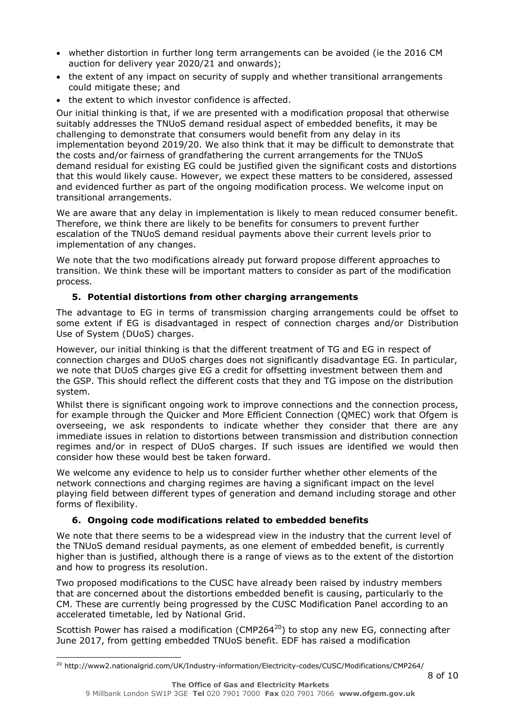- whether distortion in further long term arrangements can be avoided (ie the 2016 CM auction for delivery year 2020/21 and onwards);
- the extent of any impact on security of supply and whether transitional arrangements could mitigate these; and
- the extent to which investor confidence is affected.

Our initial thinking is that, if we are presented with a modification proposal that otherwise suitably addresses the TNUoS demand residual aspect of embedded benefits, it may be challenging to demonstrate that consumers would benefit from any delay in its implementation beyond 2019/20. We also think that it may be difficult to demonstrate that the costs and/or fairness of grandfathering the current arrangements for the TNUoS demand residual for existing EG could be justified given the significant costs and distortions that this would likely cause. However, we expect these matters to be considered, assessed and evidenced further as part of the ongoing modification process. We welcome input on transitional arrangements.

We are aware that any delay in implementation is likely to mean reduced consumer benefit. Therefore, we think there are likely to be benefits for consumers to prevent further escalation of the TNUoS demand residual payments above their current levels prior to implementation of any changes.

We note that the two modifications already put forward propose different approaches to transition. We think these will be important matters to consider as part of the modification process.

### 5. Potential distortions from other charging arrangements

The advantage to EG in terms of transmission charging arrangements could be offset to some extent if EG is disadvantaged in respect of connection charges and/or Distribution Use of System (DUoS) charges.

However, our initial thinking is that the different treatment of TG and EG in respect of connection charges and DUoS charges does not significantly disadvantage EG. In particular, we note that DUoS charges give EG a credit for offsetting investment between them and the GSP. This should reflect the different costs that they and TG impose on the distribution system.

Whilst there is significant ongoing work to improve connections and the connection process, for example through the Quicker and More Efficient Connection (QMEC) work that Ofgem is overseeing, we ask respondents to indicate whether they consider that there are any immediate issues in relation to distortions between transmission and distribution connection regimes and/or in respect of DUoS charges. If such issues are identified we would then consider how these would best be taken forward.

We welcome any evidence to help us to consider further whether other elements of the network connections and charging regimes are having a significant impact on the level playing field between different types of generation and demand including storage and other forms of flexibility.

### 6. Ongoing code modifications related to embedded benefits

We note that there seems to be a widespread view in the industry that the current level of the TNUoS demand residual payments, as one element of embedded benefit, is currently higher than is justified, although there is a range of views as to the extent of the distortion and how to progress its resolution.

Two proposed modifications to the CUSC have already been raised by industry members that are concerned about the distortions embedded benefit is causing, particularly to the CM. These are currently being progressed by the CUSC Modification Panel according to an accelerated timetable, led by National Grid.

Scottish Power has raised a modification (CMP264[20]) to stop any new EG, connecting after June 2017, from getting embedded TNUoS benefit. EDF has raised a modification

[20] http://www2.nationalgrid.com/UK/Industry-information/Electricity-codes/CUSC/Modifications/CMP264/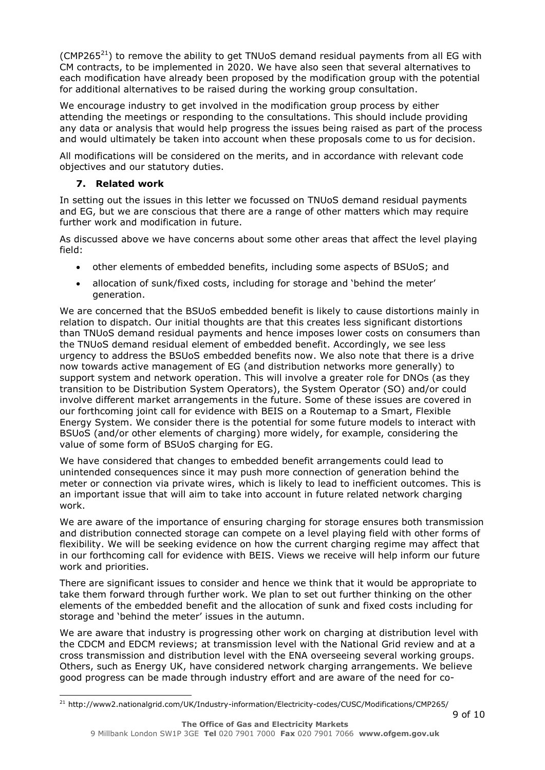(CMP265[21]) to remove the ability to get TNUoS demand residual payments from all EG with CM contracts, to be implemented in 2020. We have also seen that several alternatives to each modification have already been proposed by the modification group with the potential for additional alternatives to be raised during the working group consultation.

We encourage industry to get involved in the modification group process by either attending the meetings or responding to the consultations. This should include providing any data or analysis that would help progress the issues being raised as part of the process and would ultimately be taken into account when these proposals come to us for decision.

All modifications will be considered on the merits, and in accordance with relevant code objectives and our statutory duties.

## 7. Related work

In setting out the issues in this letter we focussed on TNUoS demand residual payments and EG, but we are conscious that there are a range of other matters which may require further work and modification in future.

As discussed above we have concerns about some other areas that affect the level playing field:

- other elements of embedded benefits, including some aspects of BSUoS; and
- allocation of sunk/fixed costs, including for storage and 'behind the meter' generation.

We are concerned that the BSUoS embedded benefit is likely to cause distortions mainly in relation to dispatch. Our initial thoughts are that this creates less significant distortions than TNUoS demand residual payments and hence imposes lower costs on consumers than the TNUoS demand residual element of embedded benefit. Accordingly, we see less urgency to address the BSUoS embedded benefits now. We also note that there is a drive now towards active management of EG (and distribution networks more generally) to support system and network operation. This will involve a greater role for DNOs (as they transition to be Distribution System Operators), the System Operator (SO) and/or could involve different market arrangements in the future. Some of these issues are covered in our forthcoming joint call for evidence with BEIS on a Routemap to a Smart, Flexible Energy System. We consider there is the potential for some future models to interact with BSUoS (and/or other elements of charging) more widely, for example, considering the value of some form of BSUoS charging for EG.

We have considered that changes to embedded benefit arrangements could lead to unintended consequences since it may push more connection of generation behind the meter or connection via private wires, which is likely to lead to inefficient outcomes. This is an important issue that will aim to take into account in future related network charging work.

We are aware of the importance of ensuring charging for storage ensures both transmission and distribution connected storage can compete on a level playing field with other forms of flexibility. We will be seeking evidence on how the current charging regime may affect that in our forthcoming call for evidence with BEIS. Views we receive will help inform our future work and priorities.

There are significant issues to consider and hence we think that it would be appropriate to take them forward through further work. We plan to set out further thinking on the other elements of the embedded benefit and the allocation of sunk and fixed costs including for storage and 'behind the meter' issues in the autumn.

We are aware that industry is progressing other work on charging at distribution level with the CDCM and EDCM reviews; at transmission level with the National Grid review and at a cross transmission and distribution level with the ENA overseeing several working groups. Others, such as Energy UK, have considered network charging arrangements. We believe good progress can be made through industry effort and are aware of the need for co-

[21] http://www2.nationalgrid.com/UK/Industry-information/Electricity-codes/CUSC/Modifications/CMP265/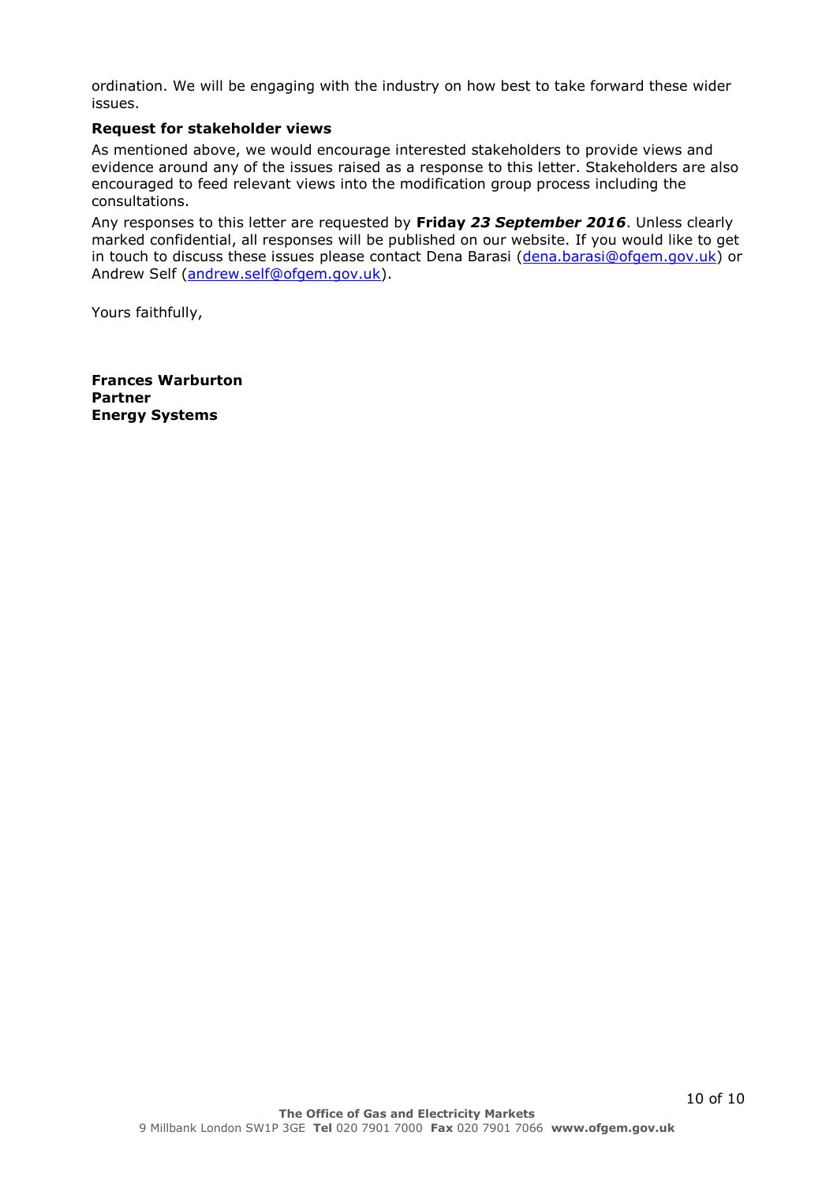ordination. We will be engaging with the industry on how best to take forward these wider issues.

**Request for stakeholder views**

As mentioned above, we would encourage interested stakeholders to provide views and evidence around any of the issues raised as a response to this letter. Stakeholders are also encouraged to feed relevant views into the modification group process including the consultations.

Any responses to this letter are requested by **Friday *23 September 2016***. Unless clearly marked confidential, all responses will be published on our website. If you would like to get in touch to discuss these issues please contact Dena Barasi (dena.barasi@ofgem.gov.uk) or Andrew Self (andrew.self@ofgem.gov.uk).

Yours faithfully,

**Frances Warburton**
**Partner**
**Energy Systems**

**The Office of Gas and Electricity Markets**
9 Millbank London SW1P 3GE **Tel** 020 7901 7000 **Fax** 020 7901 7066 **www.ofgem.gov.uk**